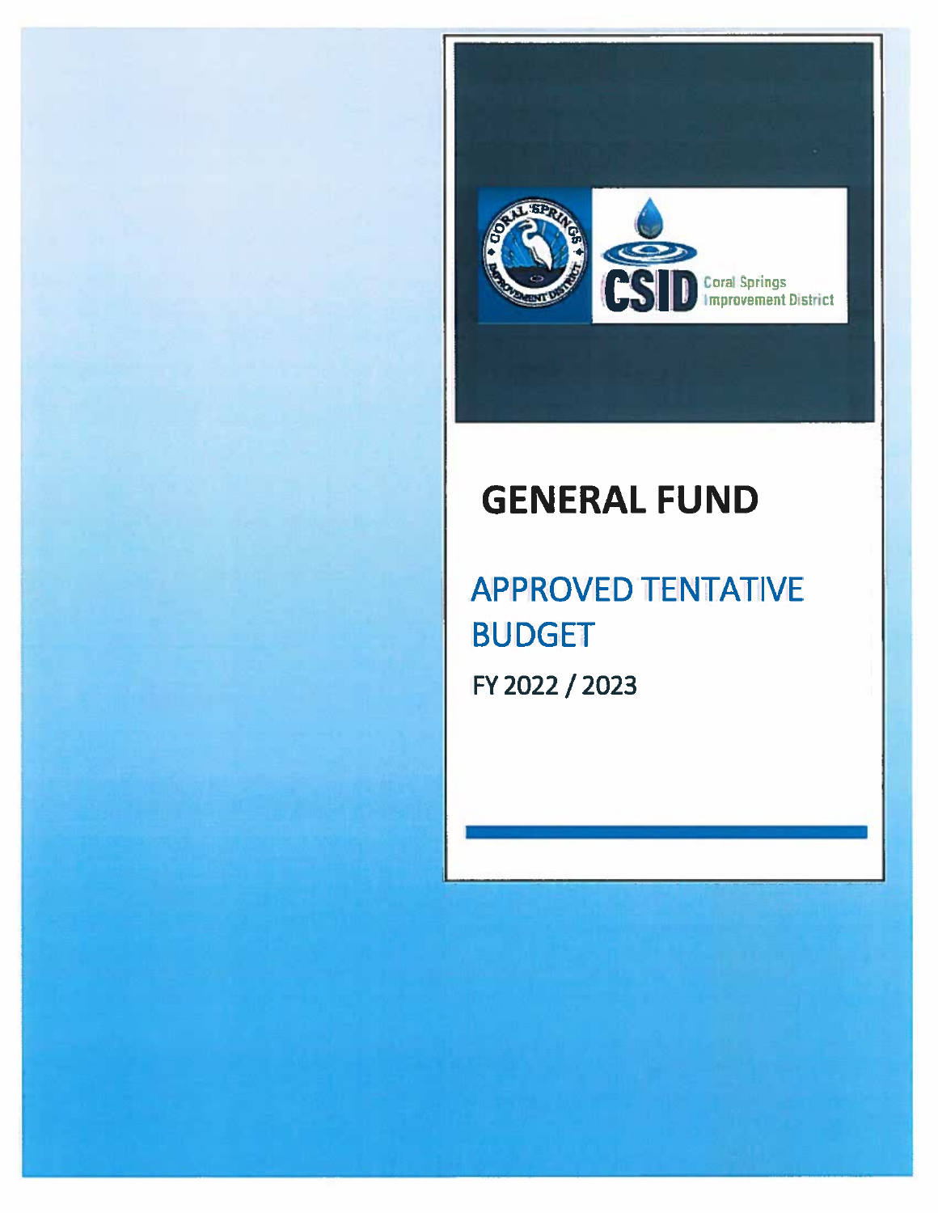# GENERAL FUND

## APPROVED TENTATIVE BUDGET

FY 2022 / 2023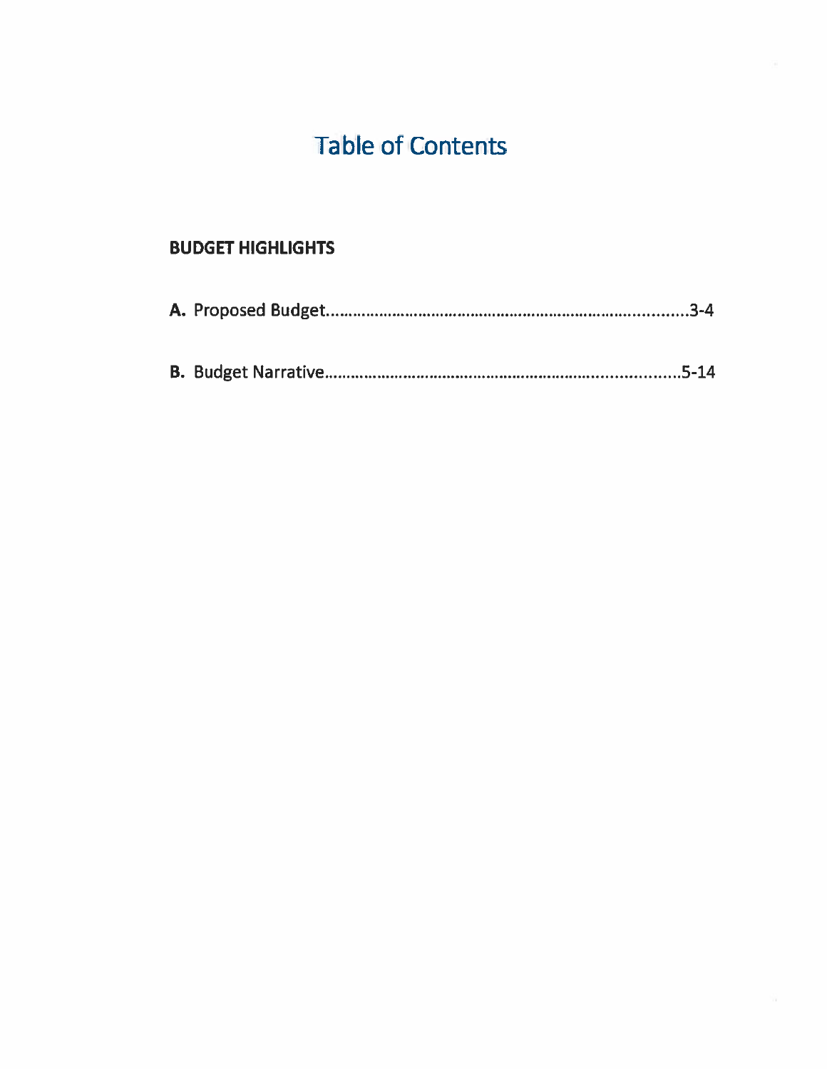# Table of Contents

**BUDGET HIGHLIGHTS**

**A.** Proposed Budget.......................................................................................3-4

**B.** Budget Narrative.......................................................................................5-14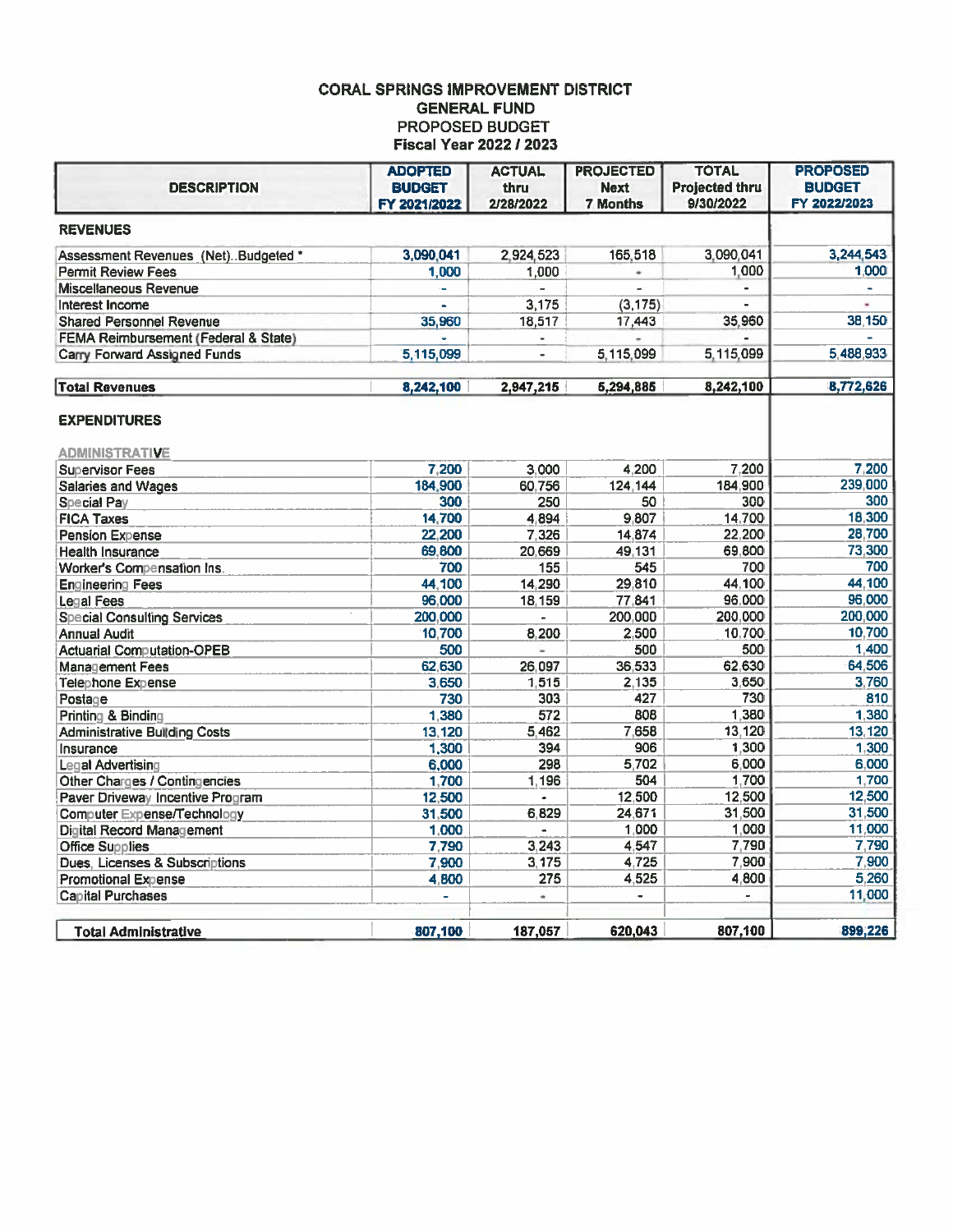# CORAL SPRINGS IMPROVEMENT DISTRICT
## GENERAL FUND
## PROPOSED BUDGET
## Fiscal Year 2022 / 2023

| DESCRIPTION | ADOPTED BUDGET FY 2021/2022 | ACTUAL thru 2/28/2022 | PROJECTED Next 7 Months | TOTAL Projected thru 9/30/2022 | PROPOSED BUDGET FY 2022/2023 |
|---|---|---|---|---|---|
| **REVENUES** | | | | | |
| Assessment Revenues (Net)..Budgeted * | 3,090,041 | 2,924,523 | 165,518 | 3,090,041 | 3,244,543 |
| Permit Review Fees | 1,000 | 1,000 | - | 1,000 | 1,000 |
| Miscellaneous Revenue | - | - | - | - | - |
| Interest Income | - | 3,175 | (3,175) | - | - |
| Shared Personnel Revenue | 35,960 | 18,517 | 17,443 | 35,960 | 38,150 |
| FEMA Reimbursement (Federal & State) | - | - | - | - | - |
| Carry Forward Assigned Funds | 5,115,099 | - | 5,115,099 | 5,115,099 | 5,488,933 |
| **Total Revenues** | 8,242,100 | 2,947,215 | 5,294,885 | 8,242,100 | 8,772,626 |
| **EXPENDITURES** | | | | | |
| ADMINISTRATIVE | | | | | |
| Supervisor Fees | 7,200 | 3,000 | 4,200 | 7,200 | 7,200 |
| Salaries and Wages | 184,900 | 60,756 | 124,144 | 184,900 | 239,000 |
| Special Pay | 300 | 250 | 50 | 300 | 300 |
| FICA Taxes | 14,700 | 4,894 | 9,807 | 14,700 | 18,300 |
| Pension Expense | 22,200 | 7,326 | 14,874 | 22,200 | 28,700 |
| Health Insurance | 69,800 | 20,669 | 49,131 | 69,800 | 73,300 |
| Worker's Compensation Ins. | 700 | 155 | 545 | 700 | 700 |
| Engineering Fees | 44,100 | 14,290 | 29,810 | 44,100 | 44,100 |
| Legal Fees | 96,000 | 18,159 | 77,841 | 96,000 | 96,000 |
| Special Consulting Services | 200,000 | - | 200,000 | 200,000 | 200,000 |
| Annual Audit | 10,700 | 8,200 | 2,500 | 10,700 | 10,700 |
| Actuarial Computation-OPEB | 500 | - | 500 | 500 | 1,400 |
| Management Fees | 62,630 | 26,097 | 36,533 | 62,630 | 64,506 |
| Telephone Expense | 3,650 | 1,515 | 2,135 | 3,650 | 3,760 |
| Postage | 730 | 303 | 427 | 730 | 810 |
| Printing & Binding | 1,380 | 572 | 808 | 1,380 | 1,380 |
| Administrative Building Costs | 13,120 | 5,462 | 7,658 | 13,120 | 13,120 |
| Insurance | 1,300 | 394 | 906 | 1,300 | 1,300 |
| Legal Advertising | 6,000 | 298 | 5,702 | 6,000 | 6,000 |
| Other Charges / Contingencies | 1,700 | 1,196 | 504 | 1,700 | 1,700 |
| Paver Driveway Incentive Program | 12,500 | - | 12,500 | 12,500 | 12,500 |
| Computer Expense/Technology | 31,500 | 6,829 | 24,671 | 31,500 | 31,500 |
| Digital Record Management | 1,000 | - | 1,000 | 1,000 | 11,000 |
| Office Supplies | 7,790 | 3,243 | 4,547 | 7,790 | 7,790 |
| Dues, Licenses & Subscriptions | 7,900 | 3,175 | 4,725 | 7,900 | 7,900 |
| Promotional Expense | 4,800 | 275 | 4,525 | 4,800 | 5,260 |
| Capital Purchases | - | - | - | - | 11,000 |
| **Total Administrative** | 807,100 | 187,057 | 620,043 | 807,100 | 899,226 |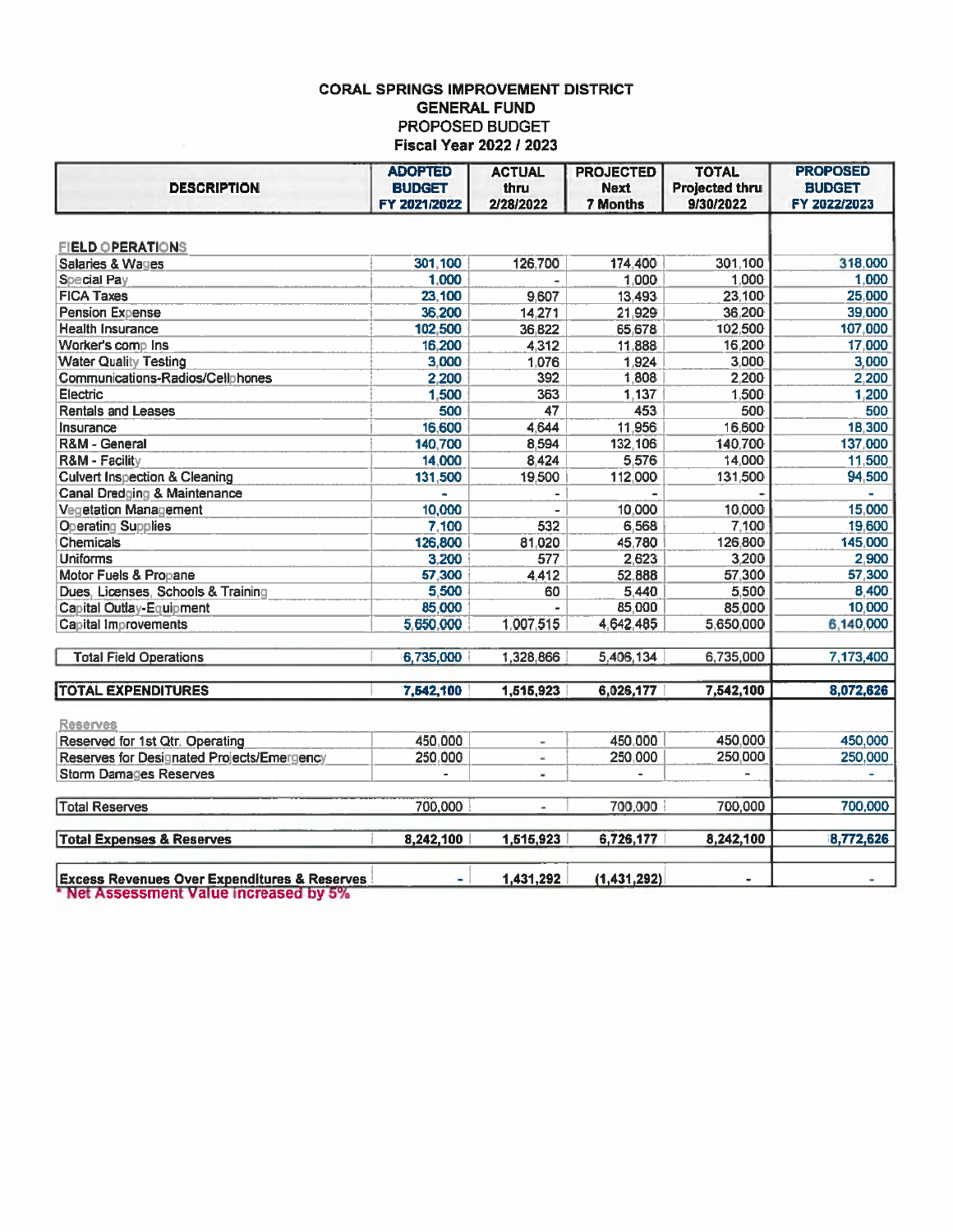# CORAL SPRINGS IMPROVEMENT DISTRICT
## GENERAL FUND
## PROPOSED BUDGET
## Fiscal Year 2022 / 2023

| DESCRIPTION | ADOPTED BUDGET FY 2021/2022 | ACTUAL thru 2/28/2022 | PROJECTED Next 7 Months | TOTAL Projected thru 9/30/2022 | PROPOSED BUDGET FY 2022/2023 |
|---|---|---|---|---|---|
| **FIELD OPERATIONS** | | | | | |
| Salaries & Wages | 301,100 | 126,700 | 174,400 | 301,100 | 318,000 |
| Special Pay | 1,000 | - | 1,000 | 1,000 | 1,000 |
| FICA Taxes | 23,100 | 9,607 | 13,493 | 23,100 | 25,000 |
| Pension Expense | 36,200 | 14,271 | 21,929 | 36,200 | 39,000 |
| Health Insurance | 102,500 | 36,822 | 65,678 | 102,500 | 107,000 |
| Worker's comp Ins | 16,200 | 4,312 | 11,888 | 16,200 | 17,000 |
| Water Quality Testing | 3,000 | 1,076 | 1,924 | 3,000 | 3,000 |
| Communications-Radios/Cellphones | 2,200 | 392 | 1,808 | 2,200 | 2,200 |
| Electric | 1,500 | 363 | 1,137 | 1,500 | 1,200 |
| Rentals and Leases | 500 | 47 | 453 | 500 | 500 |
| Insurance | 16,600 | 4,644 | 11,956 | 16,600 | 18,300 |
| R&M - General | 140,700 | 8,594 | 132,106 | 140,700 | 137,000 |
| R&M - Facility | 14,000 | 8,424 | 5,576 | 14,000 | 11,500 |
| Culvert Inspection & Cleaning | 131,500 | 19,500 | 112,000 | 131,500 | 94,500 |
| Canal Dredging & Maintenance | - | - | - | - | - |
| Vegetation Management | 10,000 | - | 10,000 | 10,000 | 15,000 |
| Operating Supplies | 7,100 | 532 | 6,568 | 7,100 | 19,600 |
| Chemicals | 126,800 | 81,020 | 45,780 | 126,800 | 145,000 |
| Uniforms | 3,200 | 577 | 2,623 | 3,200 | 2,900 |
| Motor Fuels & Propane | 57,300 | 4,412 | 52,888 | 57,300 | 57,300 |
| Dues, Licenses, Schools & Training | 5,500 | 60 | 5,440 | 5,500 | 8,400 |
| Capital Outlay-Equipment | 85,000 | - | 85,000 | 85,000 | 10,000 |
| Capital Improvements | 5,650,000 | 1,007,515 | 4,642,485 | 5,650,000 | 6,140,000 |
| Total Field Operations | 6,735,000 | 1,328,866 | 5,406,134 | 6,735,000 | 7,173,400 |
| **TOTAL EXPENDITURES** | **7,542,100** | **1,515,923** | **6,026,177** | **7,542,100** | **8,072,626** |
| Reserves | | | | | |
| Reserved for 1st Qtr. Operating | 450,000 | - | 450,000 | 450,000 | 450,000 |
| Reserves for Designated Projects/Emergency | 250,000 | - | 250,000 | 250,000 | 250,000 |
| Storm Damages Reserves | - | - | - | - | - |
| Total Reserves | 700,000 | - | 700,000 | 700,000 | 700,000 |
| **Total Expenses & Reserves** | **8,242,100** | **1,515,923** | **6,726,177** | **8,242,100** | **8,772,626** |
| **Excess Revenues Over Expenditures & Reserves** | - | **1,431,292** | **(1,431,292)** | - | - |

**\* Net Assessment Value increased by 5%**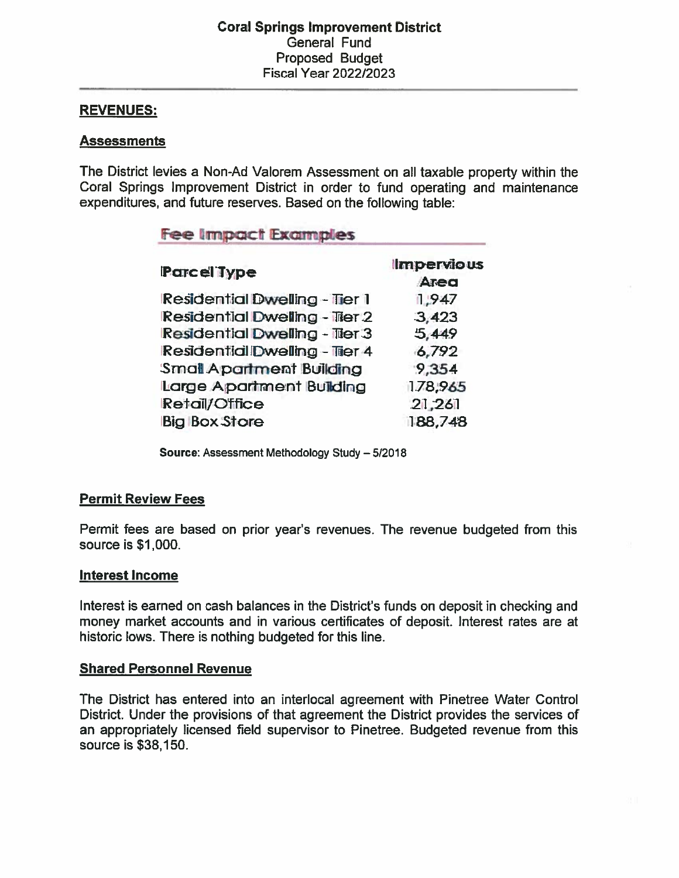# Coral Springs Improvement District
## General Fund
## Proposed Budget
## Fiscal Year 2022/2023

---

**REVENUES:**

**Assessments**

The District levies a Non-Ad Valorem Assessment on all taxable property within the Coral Springs Improvement District in order to fund operating and maintenance expenditures, and future reserves. Based on the following table:

**Fee Impact Examples**

| Parcel Type | Impervious Area |
|---|---|
| Residential Dwelling - Tier 1 | 1,947 |
| Residential Dwelling - Tier 2 | 3,423 |
| Residential Dwelling - Tier 3 | 5,449 |
| Residential Dwelling - Tier 4 | 6,792 |
| Small Apartment Building | 9,354 |
| Large Apartment Building | 178,965 |
| Retail/Office | 21,261 |
| Big Box Store | 188,748 |

**Source:** Assessment Methodology Study – 5/2018

**Permit Review Fees**

Permit fees are based on prior year's revenues. The revenue budgeted from this source is $1,000.

**Interest Income**

Interest is earned on cash balances in the District's funds on deposit in checking and money market accounts and in various certificates of deposit. Interest rates are at historic lows. There is nothing budgeted for this line.

**Shared Personnel Revenue**

The District has entered into an interlocal agreement with Pinetree Water Control District. Under the provisions of that agreement the District provides the services of an appropriately licensed field supervisor to Pinetree. Budgeted revenue from this source is $38,150.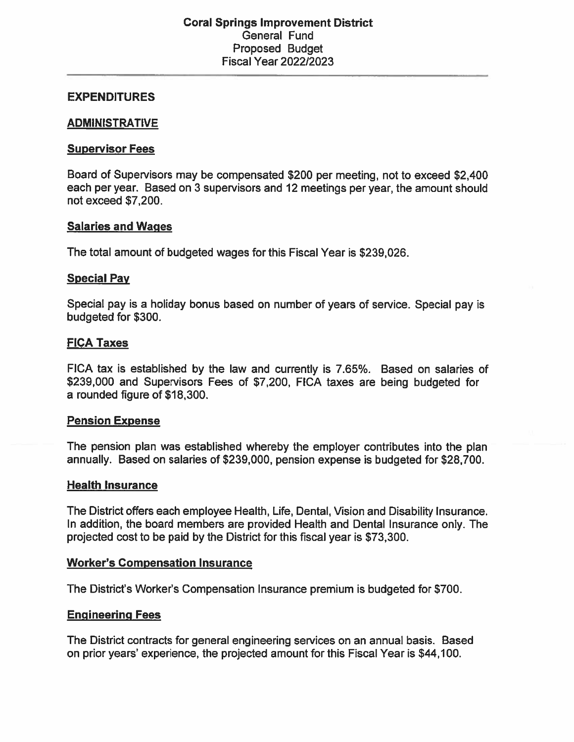# Coral Springs Improvement District
## General Fund
## Proposed Budget
## Fiscal Year 2022/2023

---

### EXPENDITURES

#### ADMINISTRATIVE

**Supervisor Fees**

Board of Supervisors may be compensated $200 per meeting, not to exceed $2,400 each per year. Based on 3 supervisors and 12 meetings per year, the amount should not exceed $7,200.

**Salaries and Wages**

The total amount of budgeted wages for this Fiscal Year is $239,026.

**Special Pay**

Special pay is a holiday bonus based on number of years of service. Special pay is budgeted for $300.

**FICA Taxes**

FICA tax is established by the law and currently is 7.65%. Based on salaries of $239,000 and Supervisors Fees of $7,200, FICA taxes are being budgeted for a rounded figure of $18,300.

**Pension Expense**

The pension plan was established whereby the employer contributes into the plan annually. Based on salaries of $239,000, pension expense is budgeted for $28,700.

**Health Insurance**

The District offers each employee Health, Life, Dental, Vision and Disability Insurance. In addition, the board members are provided Health and Dental Insurance only. The projected cost to be paid by the District for this fiscal year is $73,300.

**Worker's Compensation Insurance**

The District's Worker's Compensation Insurance premium is budgeted for $700.

**Engineering Fees**

The District contracts for general engineering services on an annual basis. Based on prior years' experience, the projected amount for this Fiscal Year is $44,100.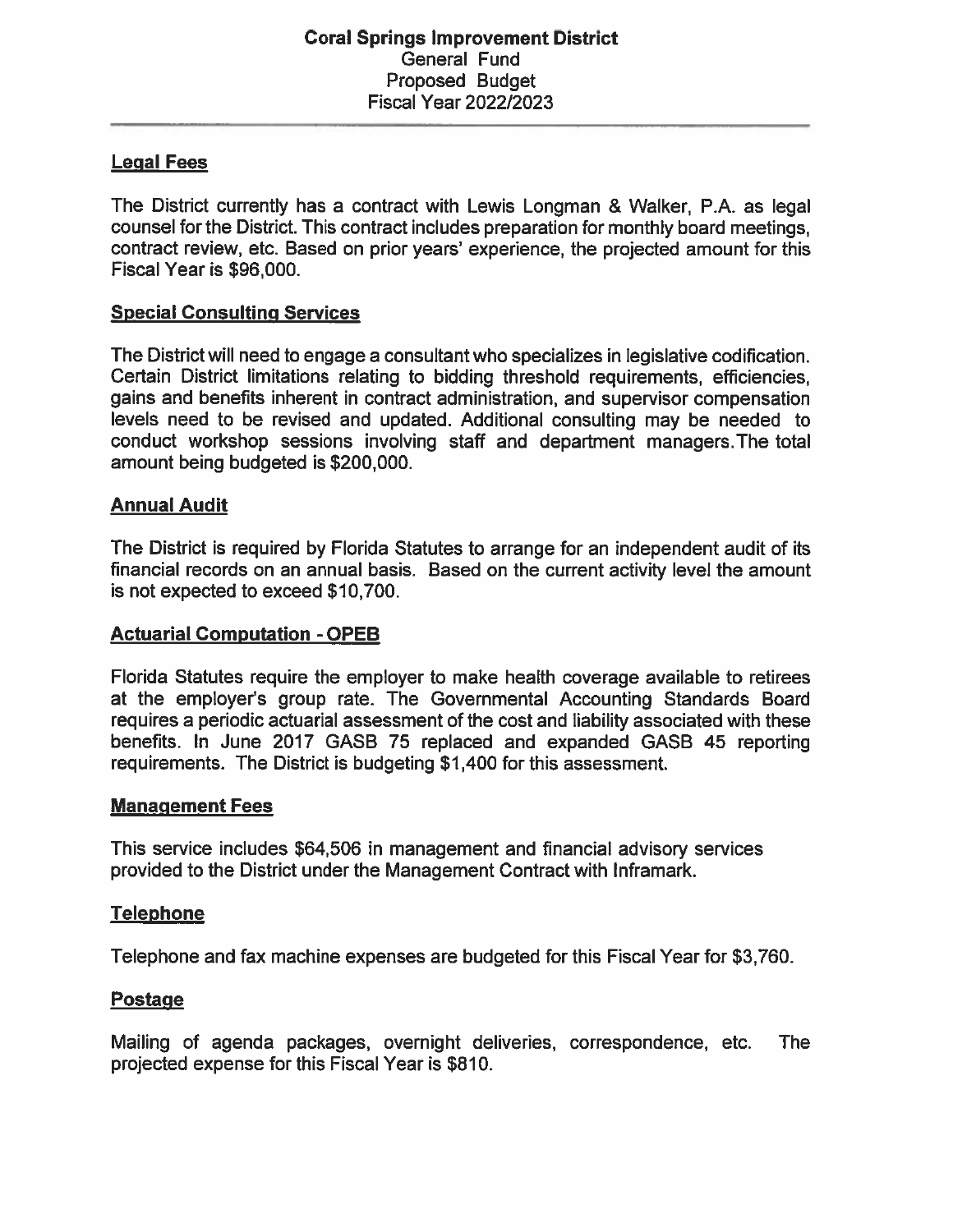**Coral Springs Improvement District**
General Fund
Proposed Budget
Fiscal Year 2022/2023

## Legal Fees

The District currently has a contract with Lewis Longman & Walker, P.A. as legal counsel for the District. This contract includes preparation for monthly board meetings, contract review, etc. Based on prior years' experience, the projected amount for this Fiscal Year is $96,000.

## Special Consulting Services

The District will need to engage a consultant who specializes in legislative codification. Certain District limitations relating to bidding threshold requirements, efficiencies, gains and benefits inherent in contract administration, and supervisor compensation levels need to be revised and updated. Additional consulting may be needed to conduct workshop sessions involving staff and department managers.The total amount being budgeted is $200,000.

## Annual Audit

The District is required by Florida Statutes to arrange for an independent audit of its financial records on an annual basis. Based on the current activity level the amount is not expected to exceed $10,700.

## Actuarial Computation - OPEB

Florida Statutes require the employer to make health coverage available to retirees at the employer's group rate. The Governmental Accounting Standards Board requires a periodic actuarial assessment of the cost and liability associated with these benefits. In June 2017 GASB 75 replaced and expanded GASB 45 reporting requirements. The District is budgeting $1,400 for this assessment.

## Management Fees

This service includes $64,506 in management and financial advisory services provided to the District under the Management Contract with Inframark.

## Telephone

Telephone and fax machine expenses are budgeted for this Fiscal Year for $3,760.

## Postage

Mailing of agenda packages, overnight deliveries, correspondence, etc. The projected expense for this Fiscal Year is $810.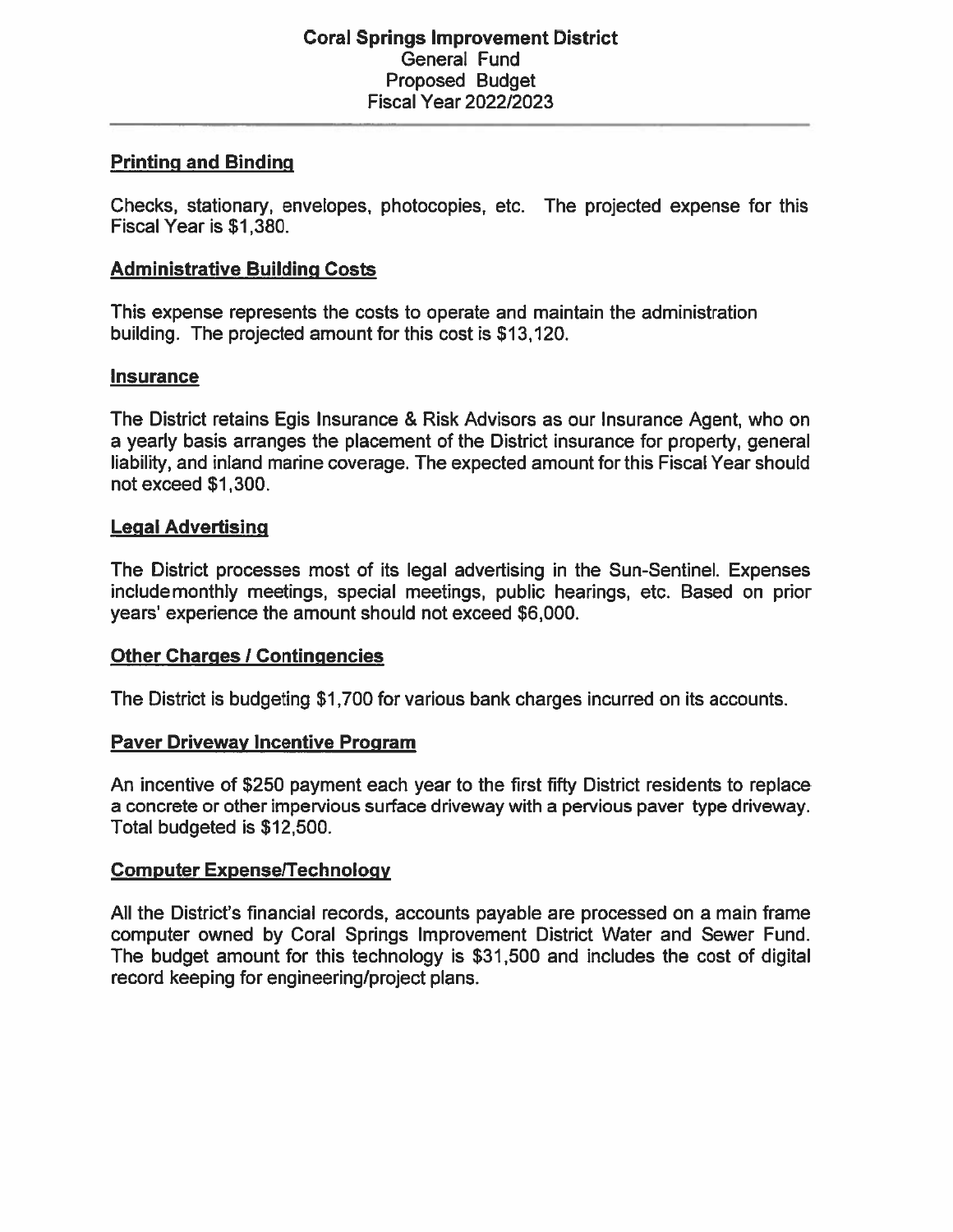**Coral Springs Improvement District**
General Fund
Proposed Budget
Fiscal Year 2022/2023

## Printing and Binding

Checks, stationary, envelopes, photocopies, etc. The projected expense for this Fiscal Year is $1,380.

## Administrative Building Costs

This expense represents the costs to operate and maintain the administration building. The projected amount for this cost is $13,120.

## Insurance

The District retains Egis Insurance & Risk Advisors as our Insurance Agent, who on a yearly basis arranges the placement of the District insurance for property, general liability, and inland marine coverage. The expected amount for this Fiscal Year should not exceed $1,300.

## Legal Advertising

The District processes most of its legal advertising in the Sun-Sentinel. Expenses includemonthly meetings, special meetings, public hearings, etc. Based on prior years' experience the amount should not exceed $6,000.

## Other Charges / Contingencies

The District is budgeting $1,700 for various bank charges incurred on its accounts.

## Paver Driveway Incentive Program

An incentive of $250 payment each year to the first fifty District residents to replace a concrete or other impervious surface driveway with a pervious paver type driveway. Total budgeted is $12,500.

## Computer Expense/Technology

All the District's financial records, accounts payable are processed on a main frame computer owned by Coral Springs Improvement District Water and Sewer Fund. The budget amount for this technology is $31,500 and includes the cost of digital record keeping for engineering/project plans.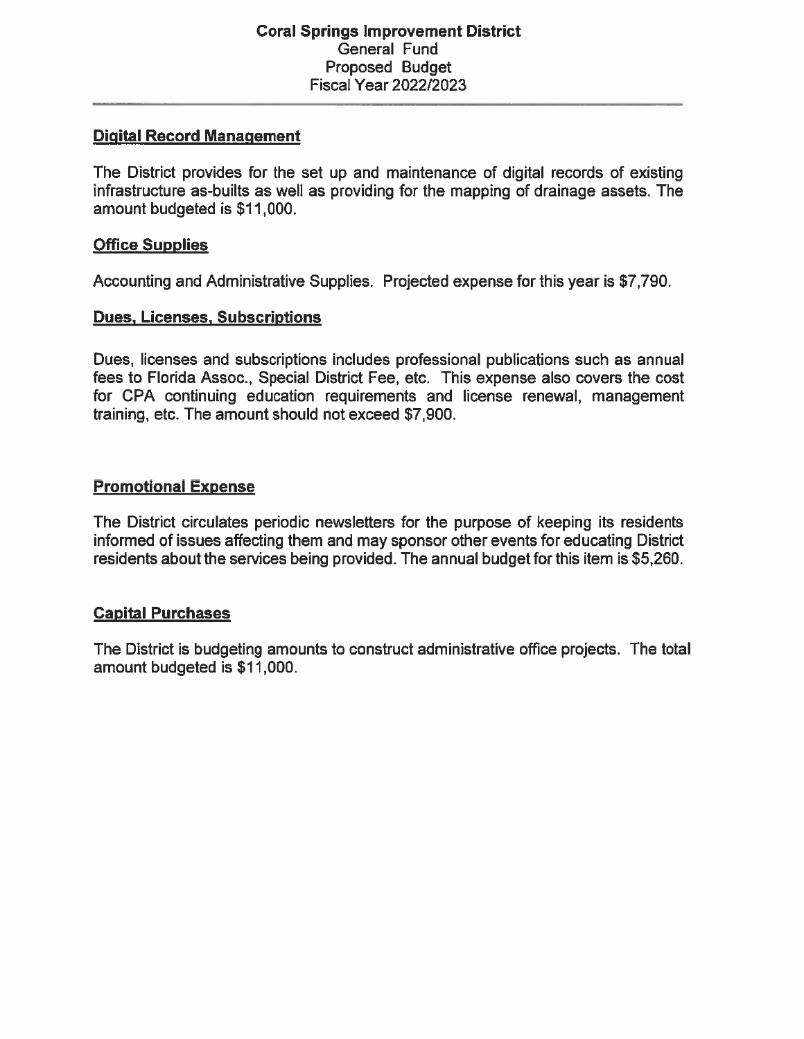**Digital Record Management**

The District provides for the set up and maintenance of digital records of existing infrastructure as-builts as well as providing for the mapping of drainage assets. The amount budgeted is $11,000.

**Office Supplies**

Accounting and Administrative Supplies. Projected expense for this year is $7,790.

**Dues, Licenses, Subscriptions**

Dues, licenses and subscriptions includes professional publications such as annual fees to Florida Assoc., Special District Fee, etc. This expense also covers the cost for CPA continuing education requirements and license renewal, management training, etc. The amount should not exceed $7,900.

**Promotional Expense**

The District circulates periodic newsletters for the purpose of keeping its residents informed of issues affecting them and may sponsor other events for educating District residents about the services being provided. The annual budget for this item is $5,260.

**Capital Purchases**

The District is budgeting amounts to construct administrative office projects. The total amount budgeted is $11,000.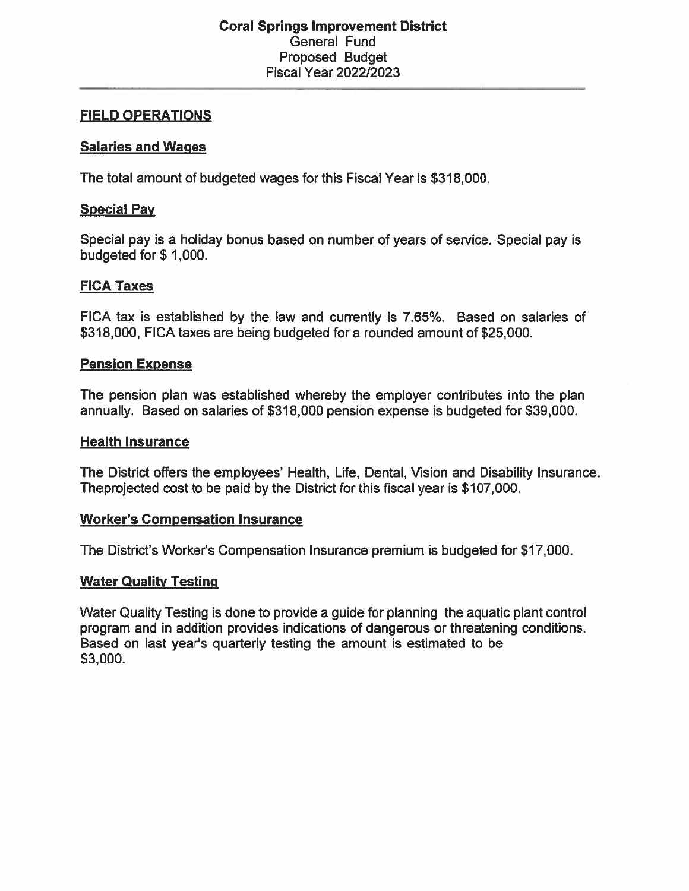**Coral Springs Improvement District**
General Fund
Proposed Budget
Fiscal Year 2022/2023

## FIELD OPERATIONS

### Salaries and Wages

The total amount of budgeted wages for this Fiscal Year is $318,000.

### Special Pay

Special pay is a holiday bonus based on number of years of service. Special pay is budgeted for $ 1,000.

### FICA Taxes

FICA tax is established by the law and currently is 7.65%. Based on salaries of $318,000, FICA taxes are being budgeted for a rounded amount of $25,000.

### Pension Expense

The pension plan was established whereby the employer contributes into the plan annually. Based on salaries of $318,000 pension expense is budgeted for $39,000.

### Health Insurance

The District offers the employees' Health, Life, Dental, Vision and Disability Insurance. Theprojected cost to be paid by the District for this fiscal year is $107,000.

### Worker's Compensation Insurance

The District's Worker's Compensation Insurance premium is budgeted for $17,000.

### Water Quality Testing

Water Quality Testing is done to provide a guide for planning the aquatic plant control program and in addition provides indications of dangerous or threatening conditions. Based on last year's quarterly testing the amount is estimated to be $3,000.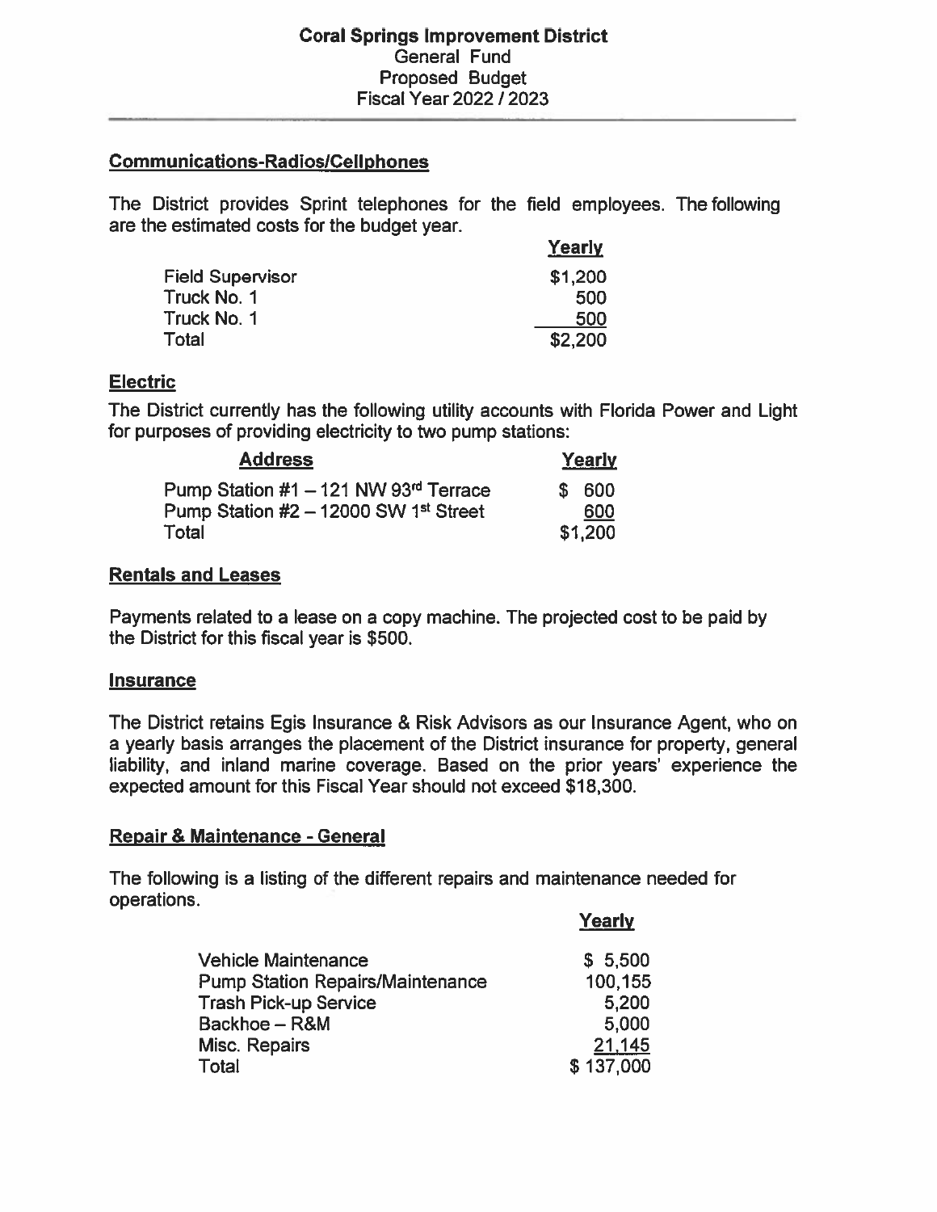# Coral Springs Improvement District
## General Fund
## Proposed Budget
## Fiscal Year 2022 / 2023

### Communications-Radios/Cellphones

The District provides Sprint telephones for the field employees. The following are the estimated costs for the budget year.

| | Yearly |
|---|---|
| Field Supervisor | $1,200 |
| Truck No. 1 | 500 |
| Truck No. 1 | 500 |
| Total | $2,200 |

### Electric

The District currently has the following utility accounts with Florida Power and Light for purposes of providing electricity to two pump stations:

| Address | Yearly |
|---|---|
| Pump Station #1 – 121 NW 93rd Terrace | $ 600 |
| Pump Station #2 – 12000 SW 1st Street | 600 |
| Total | $1,200 |

### Rentals and Leases

Payments related to a lease on a copy machine. The projected cost to be paid by the District for this fiscal year is $500.

### Insurance

The District retains Egis Insurance & Risk Advisors as our Insurance Agent, who on a yearly basis arranges the placement of the District insurance for property, general liability, and inland marine coverage. Based on the prior years' experience the expected amount for this Fiscal Year should not exceed $18,300.

### Repair & Maintenance - General

The following is a listing of the different repairs and maintenance needed for operations.

| | Yearly |
|---|---|
| Vehicle Maintenance | $ 5,500 |
| Pump Station Repairs/Maintenance | 100,155 |
| Trash Pick-up Service | 5,200 |
| Backhoe – R&M | 5,000 |
| Misc. Repairs | 21,145 |
| Total | $ 137,000 |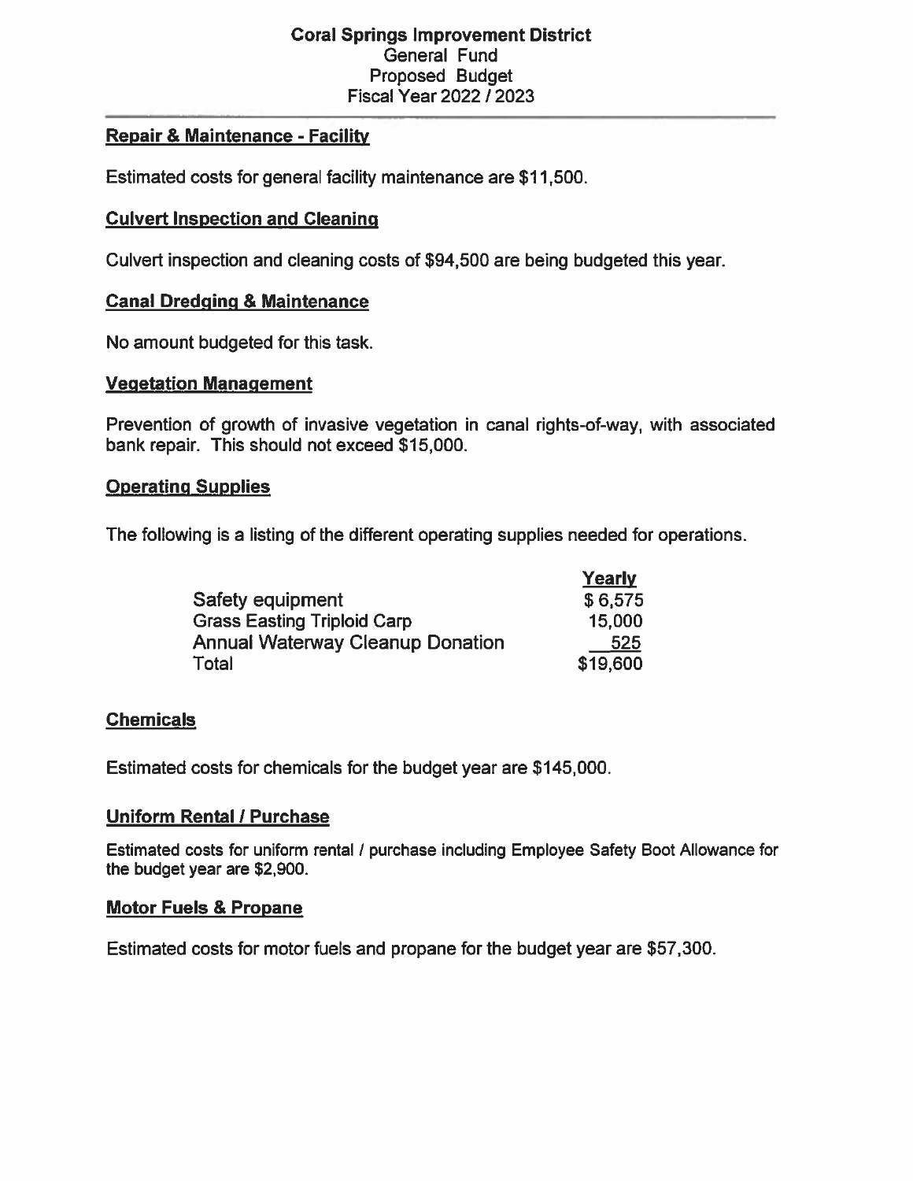**Coral Springs Improvement District**
General Fund
Proposed Budget
Fiscal Year 2022 / 2023

**Repair & Maintenance - Facility**

Estimated costs for general facility maintenance are $11,500.

**Culvert Inspection and Cleaning**

Culvert inspection and cleaning costs of $94,500 are being budgeted this year.

**Canal Dredging & Maintenance**

No amount budgeted for this task.

**Vegetation Management**

Prevention of growth of invasive vegetation in canal rights-of-way, with associated bank repair. This should not exceed $15,000.

**Operating Supplies**

The following is a listing of the different operating supplies needed for operations.

| | Yearly |
|---|---|
| Safety equipment | $ 6,575 |
| Grass Easting Triploid Carp | 15,000 |
| Annual Waterway Cleanup Donation | 525 |
| Total | $19,600 |

**Chemicals**

Estimated costs for chemicals for the budget year are $145,000.

**Uniform Rental / Purchase**

Estimated costs for uniform rental / purchase including Employee Safety Boot Allowance for the budget year are $2,900.

**Motor Fuels & Propane**

Estimated costs for motor fuels and propane for the budget year are $57,300.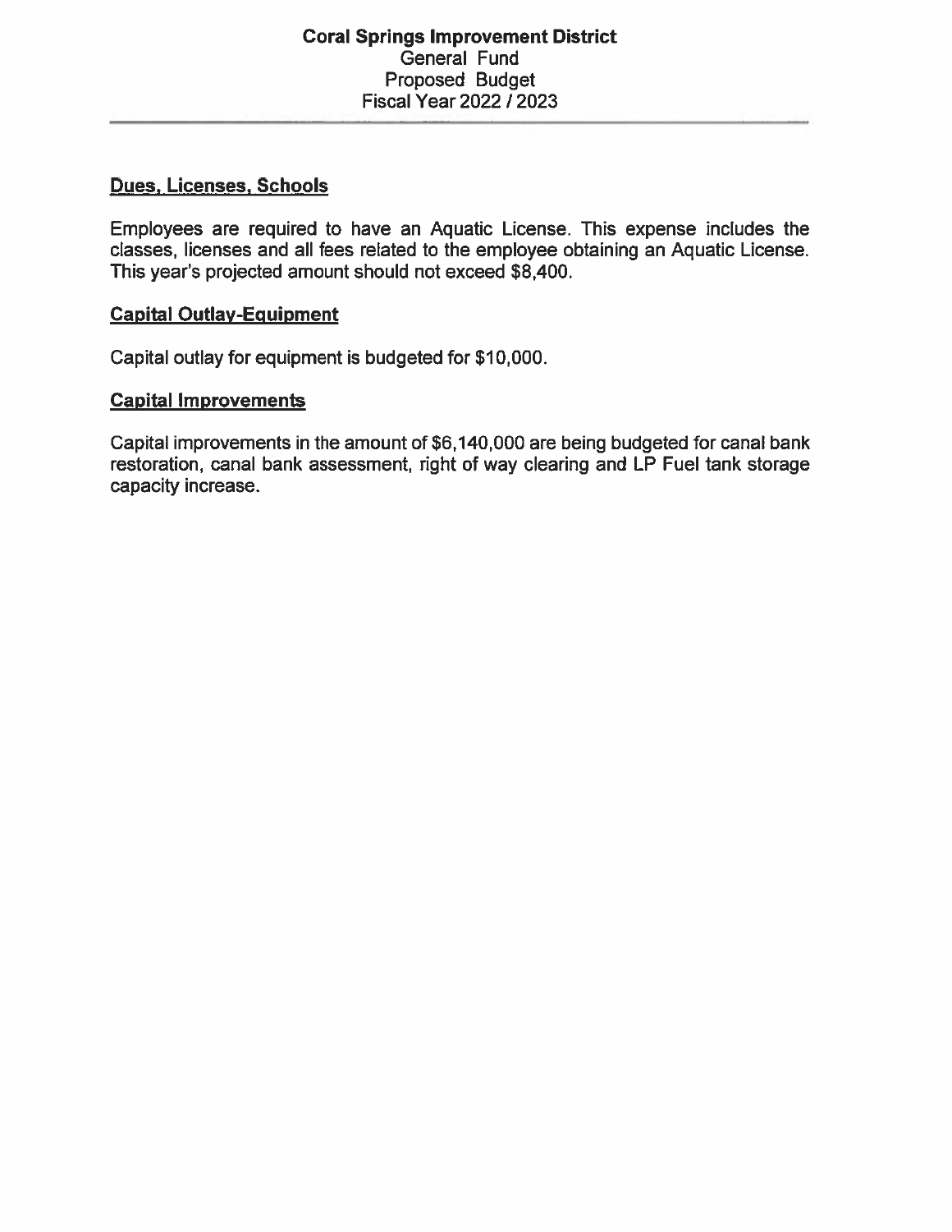**Dues, Licenses, Schools**

Employees are required to have an Aquatic License. This expense includes the classes, licenses and all fees related to the employee obtaining an Aquatic License. This year's projected amount should not exceed $8,400.

**Capital Outlay-Equipment**

Capital outlay for equipment is budgeted for $10,000.

**Capital Improvements**

Capital improvements in the amount of $6,140,000 are being budgeted for canal bank restoration, canal bank assessment, right of way clearing and LP Fuel tank storage capacity increase.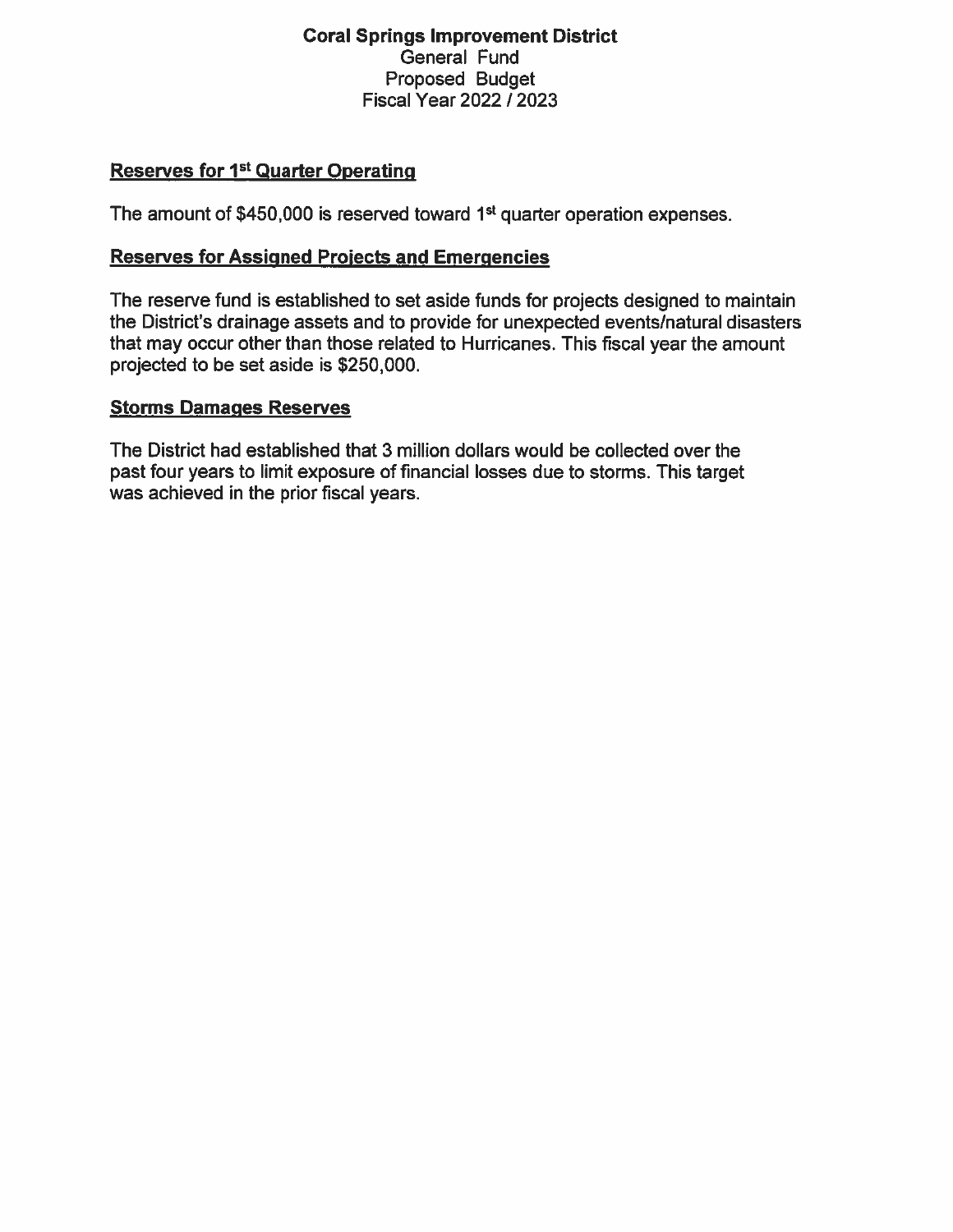**Coral Springs Improvement District**
General Fund
Proposed Budget
Fiscal Year 2022 / 2023

## Reserves for 1st Quarter Operating

The amount of $450,000 is reserved toward 1st quarter operation expenses.

## Reserves for Assigned Projects and Emergencies

The reserve fund is established to set aside funds for projects designed to maintain the District's drainage assets and to provide for unexpected events/natural disasters that may occur other than those related to Hurricanes. This fiscal year the amount projected to be set aside is $250,000.

## Storms Damages Reserves

The District had established that 3 million dollars would be collected over the past four years to limit exposure of financial losses due to storms. This target was achieved in the prior fiscal years.